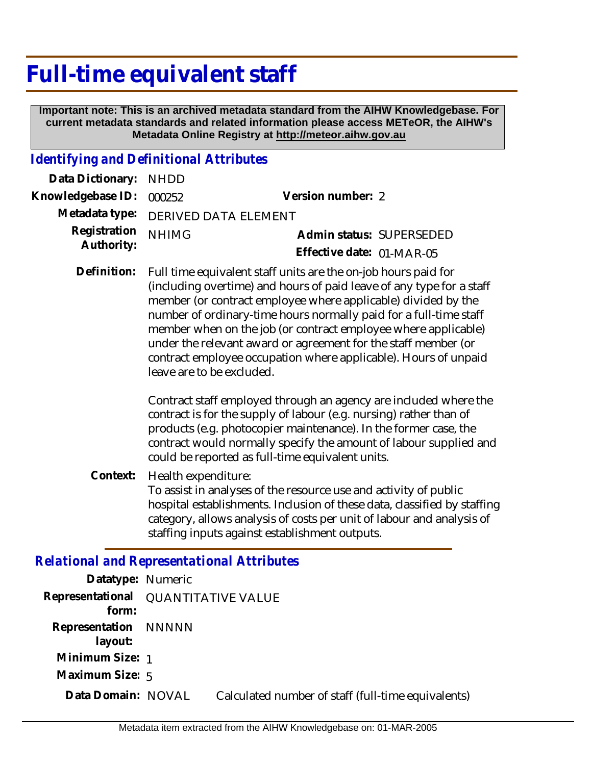# Full-time equivalent staff

**Important note: This is an archived metadata standard from the AIHW Knowledgebase. For current metadata standards and related information please access METeOR, the AIHW's Metadata Online Registry at http://meteor.aihw.gov.au**

## *Identifying and Definitional Attributes*

**Data Dictionary:** NHDD

**Knowledgebase ID:** 000252 **Version number:** 2

**Metadata type:** DERIVED DATA ELEMENT

**Registration Authority:** NHIMG **Admin status:** SUPERSEDED

**Effective date:** 01-MAR-05

**Definition:** Full time equivalent staff units are the on-job hours paid for (including overtime) and hours of paid leave of any type for a staff member (or contract employee where applicable) divided by the number of ordinary-time hours normally paid for a full-time staff member when on the job (or contract employee where applicable) under the relevant award or agreement for the staff member (or contract employee occupation where applicable). Hours of unpaid leave are to be excluded.

Contract staff employed through an agency are included where the contract is for the supply of labour (e.g. nursing) rather than of products (e.g. photocopier maintenance). In the former case, the contract would normally specify the amount of labour supplied and could be reported as full-time equivalent units.

**Context:** Health expenditure:
To assist in analyses of the resource use and activity of public hospital establishments. Inclusion of these data, classified by staffing category, allows analysis of costs per unit of labour and analysis of staffing inputs against establishment outputs.

## *Relational and Representational Attributes*

**Datatype:** Numeric

**Representational form:** QUANTITATIVE VALUE

**Representation layout:** NNNNN

**Minimum Size:** 1

**Maximum Size:** 5

**Data Domain:** NOVAL Calculated number of staff (full-time equivalents)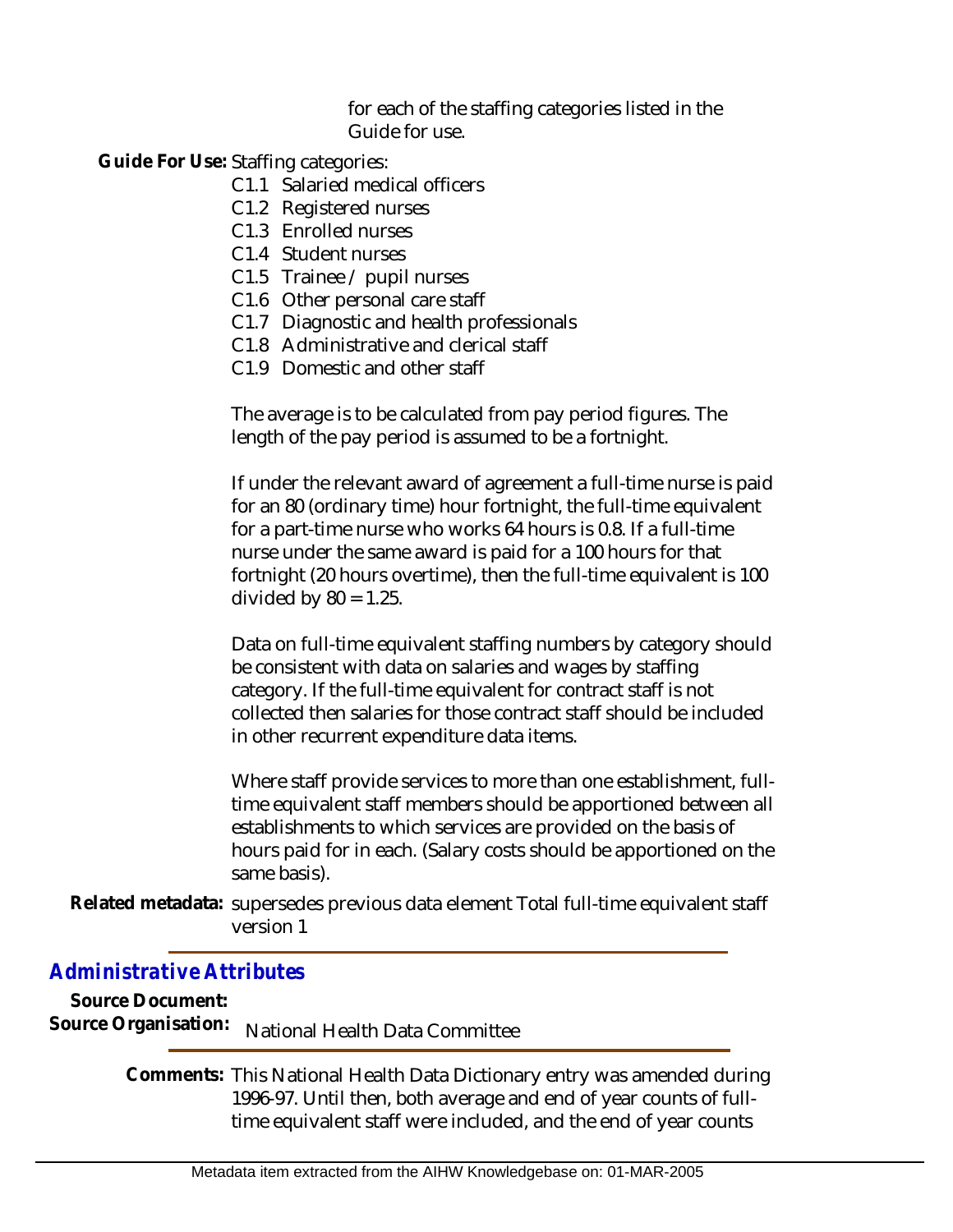for each of the staffing categories listed in the Guide for use.

**Guide For Use:** Staffing categories:

- C1.1 Salaried medical officers
- C1.2 Registered nurses
- C1.3 Enrolled nurses
- C1.4 Student nurses
- C1.5 Trainee / pupil nurses
- C1.6 Other personal care staff
- C1.7 Diagnostic and health professionals
- C1.8 Administrative and clerical staff
- C1.9 Domestic and other staff

The average is to be calculated from pay period figures. The length of the pay period is assumed to be a fortnight.

If under the relevant award of agreement a full-time nurse is paid for an 80 (ordinary time) hour fortnight, the full-time equivalent for a part-time nurse who works 64 hours is 0.8. If a full-time nurse under the same award is paid for a 100 hours for that fortnight (20 hours overtime), then the full-time equivalent is 100 divided by 80 = 1.25.

Data on full-time equivalent staffing numbers by category should be consistent with data on salaries and wages by staffing category. If the full-time equivalent for contract staff is not collected then salaries for those contract staff should be included in other recurrent expenditure data items.

Where staff provide services to more than one establishment, full-time equivalent staff members should be apportioned between all establishments to which services are provided on the basis of hours paid for in each. (Salary costs should be apportioned on the same basis).

**Related metadata:** supersedes previous data element Total full-time equivalent staff version 1

## *Administrative Attributes*

**Source Document:**

**Source Organisation:** National Health Data Committee

**Comments:** This National Health Data Dictionary entry was amended during 1996-97. Until then, both average and end of year counts of full-time equivalent staff were included, and the end of year counts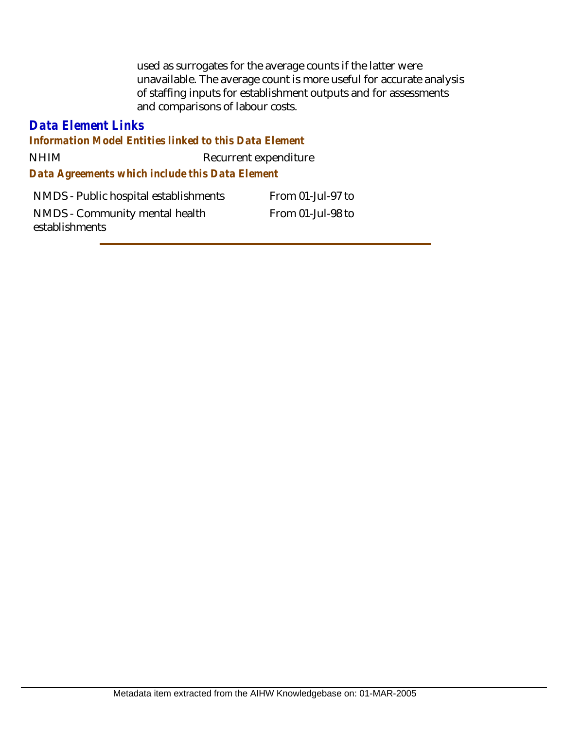used as surrogates for the average counts if the latter were unavailable. The average count is more useful for accurate analysis of staffing inputs for establishment outputs and for assessments and comparisons of labour costs.

## Data Element Links

### Information Model Entities linked to this Data Element

| | |
|---|---|
| NHIM | Recurrent expenditure |

### Data Agreements which include this Data Element

| | |
|---|---|
| NMDS - Public hospital establishments | From 01-Jul-97 to |
| NMDS - Community mental health establishments | From 01-Jul-98 to |

Metadata item extracted from the AIHW Knowledgebase on: 01-MAR-2005